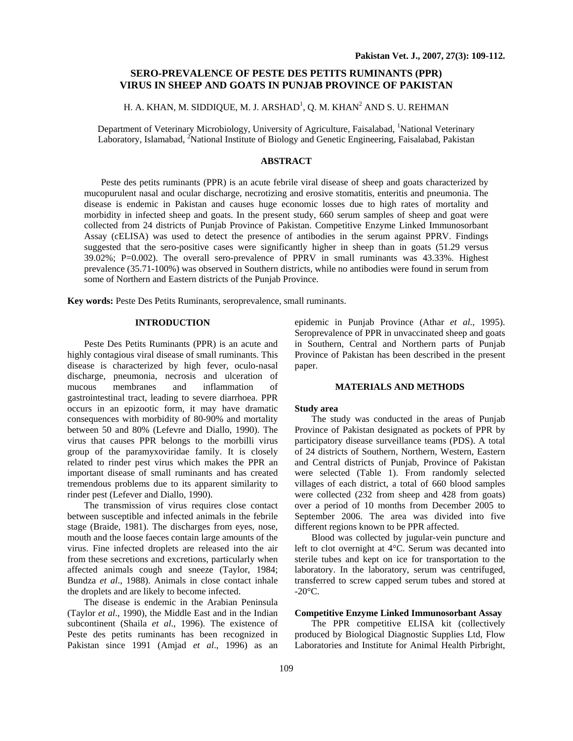# SERO-PREVALENCE OF PESTE DES PETITS RUMINANTS (PPR) VIRUS IN SHEEP AND GOATS IN PUNJAB PROVINCE OF PAKISTAN

H. A. KHAN, M. SIDDIQUE, M. J. ARSHAD[1], Q. M. KHAN[2] AND S. U. REHMAN

Department of Veterinary Microbiology, University of Agriculture, Faisalabad, [1]National Veterinary Laboratory, Islamabad, [2]National Institute of Biology and Genetic Engineering, Faisalabad, Pakistan

## ABSTRACT

Peste des petits ruminants (PPR) is an acute febrile viral disease of sheep and goats characterized by mucopurulent nasal and ocular discharge, necrotizing and erosive stomatitis, enteritis and pneumonia. The disease is endemic in Pakistan and causes huge economic losses due to high rates of mortality and morbidity in infected sheep and goats. In the present study, 660 serum samples of sheep and goat were collected from 24 districts of Punjab Province of Pakistan. Competitive Enzyme Linked Immunosorbant Assay (cELISA) was used to detect the presence of antibodies in the serum against PPRV. Findings suggested that the sero-positive cases were significantly higher in sheep than in goats (51.29 versus 39.02%; P=0.002). The overall sero-prevalence of PPRV in small ruminants was 43.33%. Highest prevalence (35.71-100%) was observed in Southern districts, while no antibodies were found in serum from some of Northern and Eastern districts of the Punjab Province.

**Key words:** Peste Des Petits Ruminants, seroprevalence, small ruminants.

## INTRODUCTION

Peste Des Petits Ruminants (PPR) is an acute and highly contagious viral disease of small ruminants. This disease is characterized by high fever, oculo-nasal discharge, pneumonia, necrosis and ulceration of mucous membranes and inflammation of gastrointestinal tract, leading to severe diarrhoea. PPR occurs in an epizootic form, it may have dramatic consequences with morbidity of 80-90% and mortality between 50 and 80% (Lefevre and Diallo, 1990). The virus that causes PPR belongs to the morbilli virus group of the paramyxoviridae family. It is closely related to rinder pest virus which makes the PPR an important disease of small ruminants and has created tremendous problems due to its apparent similarity to rinder pest (Lefever and Diallo, 1990).

The transmission of virus requires close contact between susceptible and infected animals in the febrile stage (Braide, 1981). The discharges from eyes, nose, mouth and the loose faeces contain large amounts of the virus. Fine infected droplets are released into the air from these secretions and excretions, particularly when affected animals cough and sneeze (Taylor, 1984; Bundza *et al*., 1988). Animals in close contact inhale the droplets and are likely to become infected.

The disease is endemic in the Arabian Peninsula (Taylor *et al*., 1990), the Middle East and in the Indian subcontinent (Shaila *et al*., 1996). The existence of Peste des petits ruminants has been recognized in Pakistan since 1991 (Amjad *et al*., 1996) as an epidemic in Punjab Province (Athar *et al*., 1995). Seroprevalence of PPR in unvaccinated sheep and goats in Southern, Central and Northern parts of Punjab Province of Pakistan has been described in the present paper.

## MATERIALS AND METHODS

### Study area

The study was conducted in the areas of Punjab Province of Pakistan designated as pockets of PPR by participatory disease surveillance teams (PDS). A total of 24 districts of Southern, Northern, Western, Eastern and Central districts of Punjab, Province of Pakistan were selected (Table 1). From randomly selected villages of each district, a total of 660 blood samples were collected (232 from sheep and 428 from goats) over a period of 10 months from December 2005 to September 2006. The area was divided into five different regions known to be PPR affected.

Blood was collected by jugular-vein puncture and left to clot overnight at 4°C. Serum was decanted into sterile tubes and kept on ice for transportation to the laboratory. In the laboratory, serum was centrifuged, transferred to screw capped serum tubes and stored at -20°C.

### Competitive Enzyme Linked Immunosorbant Assay

The PPR competitive ELISA kit (collectively produced by Biological Diagnostic Supplies Ltd, Flow Laboratories and Institute for Animal Health Pirbright,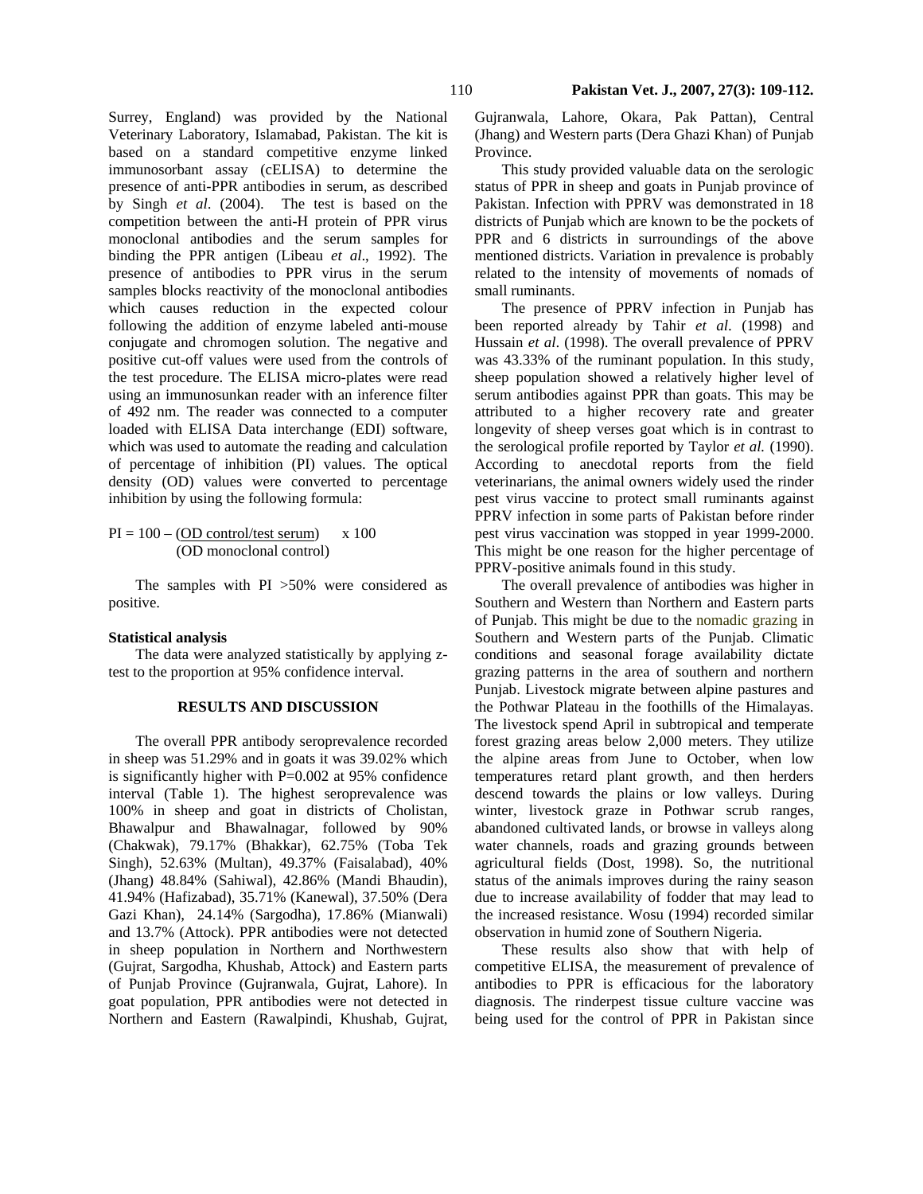Surrey, England) was provided by the National Veterinary Laboratory, Islamabad, Pakistan. The kit is based on a standard competitive enzyme linked immunosorbant assay (cELISA) to determine the presence of anti-PPR antibodies in serum, as described by Singh *et al*. (2004). The test is based on the competition between the anti-H protein of PPR virus monoclonal antibodies and the serum samples for binding the PPR antigen (Libeau *et al*., 1992). The presence of antibodies to PPR virus in the serum samples blocks reactivity of the monoclonal antibodies which causes reduction in the expected colour following the addition of enzyme labeled anti-mouse conjugate and chromogen solution. The negative and positive cut-off values were used from the controls of the test procedure. The ELISA micro-plates were read using an immunosunkan reader with an inference filter of 492 nm. The reader was connected to a computer loaded with ELISA Data interchange (EDI) software, which was used to automate the reading and calculation of percentage of inhibition (PI) values. The optical density (OD) values were converted to percentage inhibition by using the following formula:

$$PI = 100 - \frac{\text{OD control/test serum}}{\text{OD monoclonal control}} \times 100$$

The samples with PI >50% were considered as positive.

**Statistical analysis**

The data were analyzed statistically by applying z-test to the proportion at 95% confidence interval.

## RESULTS AND DISCUSSION

The overall PPR antibody seroprevalence recorded in sheep was 51.29% and in goats it was 39.02% which is significantly higher with P=0.002 at 95% confidence interval (Table 1). The highest seroprevalence was 100% in sheep and goat in districts of Cholistan, Bhawalpur and Bhawalnagar, followed by 90% (Chakwak), 79.17% (Bhakkar), 62.75% (Toba Tek Singh), 52.63% (Multan), 49.37% (Faisalabad), 40% (Jhang) 48.84% (Sahiwal), 42.86% (Mandi Bhaudin), 41.94% (Hafizabad), 35.71% (Kanewal), 37.50% (Dera Gazi Khan), 24.14% (Sargodha), 17.86% (Mianwali) and 13.7% (Attock). PPR antibodies were not detected in sheep population in Northern and Northwestern (Gujrat, Sargodha, Khushab, Attock) and Eastern parts of Punjab Province (Gujranwala, Gujrat, Lahore). In goat population, PPR antibodies were not detected in Northern and Eastern (Rawalpindi, Khushab, Gujrat, Gujranwala, Lahore, Okara, Pak Pattan), Central (Jhang) and Western parts (Dera Ghazi Khan) of Punjab Province.

This study provided valuable data on the serologic status of PPR in sheep and goats in Punjab province of Pakistan. Infection with PPRV was demonstrated in 18 districts of Punjab which are known to be the pockets of PPR and 6 districts in surroundings of the above mentioned districts. Variation in prevalence is probably related to the intensity of movements of nomads of small ruminants.

The presence of PPRV infection in Punjab has been reported already by Tahir *et al*. (1998) and Hussain *et al*. (1998). The overall prevalence of PPRV was 43.33% of the ruminant population. In this study, sheep population showed a relatively higher level of serum antibodies against PPR than goats. This may be attributed to a higher recovery rate and greater longevity of sheep verses goat which is in contrast to the serological profile reported by Taylor *et al.* (1990). According to anecdotal reports from the field veterinarians, the animal owners widely used the rinder pest virus vaccine to protect small ruminants against PPRV infection in some parts of Pakistan before rinder pest virus vaccination was stopped in year 1999-2000. This might be one reason for the higher percentage of PPRV-positive animals found in this study.

The overall prevalence of antibodies was higher in Southern and Western than Northern and Eastern parts of Punjab. This might be due to the nomadic grazing in Southern and Western parts of the Punjab. Climatic conditions and seasonal forage availability dictate grazing patterns in the area of southern and northern Punjab. Livestock migrate between alpine pastures and the Pothwar Plateau in the foothills of the Himalayas. The livestock spend April in subtropical and temperate forest grazing areas below 2,000 meters. They utilize the alpine areas from June to October, when low temperatures retard plant growth, and then herders descend towards the plains or low valleys. During winter, livestock graze in Pothwar scrub ranges, abandoned cultivated lands, or browse in valleys along water channels, roads and grazing grounds between agricultural fields (Dost, 1998). So, the nutritional status of the animals improves during the rainy season due to increase availability of fodder that may lead to the increased resistance. Wosu (1994) recorded similar observation in humid zone of Southern Nigeria.

These results also show that with help of competitive ELISA, the measurement of prevalence of antibodies to PPR is efficacious for the laboratory diagnosis. The rinderpest tissue culture vaccine was being used for the control of PPR in Pakistan since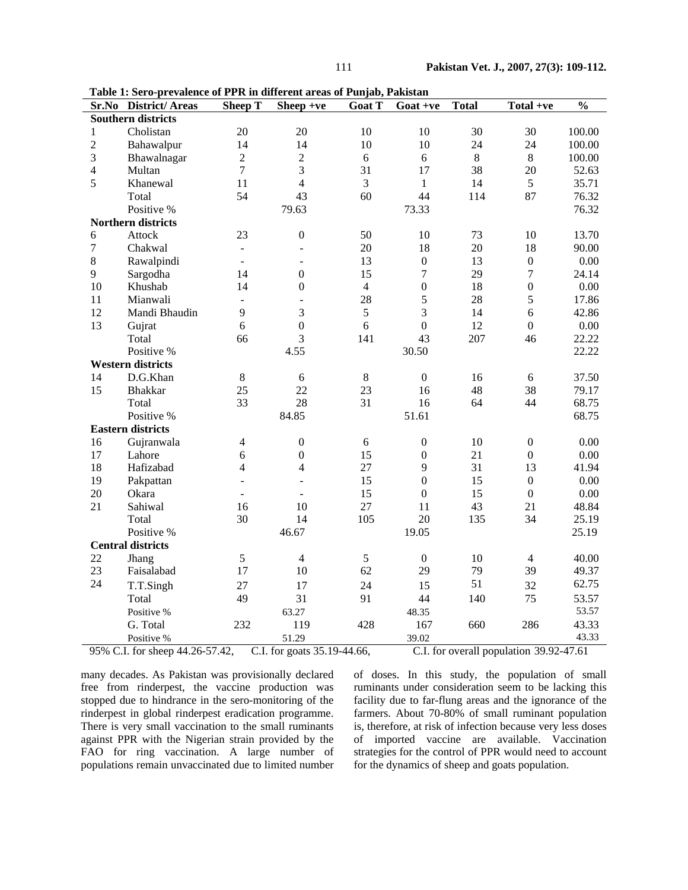**Table 1: Sero-prevalence of PPR in different areas of Punjab, Pakistan**

| Sr.No | District/ Areas | Sheep T | Sheep +ve | Goat T | Goat +ve | Total | Total +ve | % |
|---|---|---|---|---|---|---|---|---|
| **Southern districts** | | | | | | | | |
| 1 | Cholistan | 20 | 20 | 10 | 10 | 30 | 30 | 100.00 |
| 2 | Bahawalpur | 14 | 14 | 10 | 10 | 24 | 24 | 100.00 |
| 3 | Bhawalnagar | 2 | 2 | 6 | 6 | 8 | 8 | 100.00 |
| 4 | Multan | 7 | 3 | 31 | 17 | 38 | 20 | 52.63 |
| 5 | Khanewal | 11 | 4 | 3 | 1 | 14 | 5 | 35.71 |
| | Total | 54 | 43 | 60 | 44 | 114 | 87 | 76.32 |
| | Positive % | | 79.63 | | 73.33 | | | 76.32 |
| **Northern districts** | | | | | | | | |
| 6 | Attock | 23 | 0 | 50 | 10 | 73 | 10 | 13.70 |
| 7 | Chakwal | - | - | 20 | 18 | 20 | 18 | 90.00 |
| 8 | Rawalpindi | - | - | 13 | 0 | 13 | 0 | 0.00 |
| 9 | Sargodha | 14 | 0 | 15 | 7 | 29 | 7 | 24.14 |
| 10 | Khushab | 14 | 0 | 4 | 0 | 18 | 0 | 0.00 |
| 11 | Mianwali | - | - | 28 | 5 | 28 | 5 | 17.86 |
| 12 | Mandi Bhaudin | 9 | 3 | 5 | 3 | 14 | 6 | 42.86 |
| 13 | Gujrat | 6 | 0 | 6 | 0 | 12 | 0 | 0.00 |
| | Total | 66 | 3 | 141 | 43 | 207 | 46 | 22.22 |
| | Positive % | | 4.55 | | 30.50 | | | 22.22 |
| **Western districts** | | | | | | | | |
| 14 | D.G.Khan | 8 | 6 | 8 | 0 | 16 | 6 | 37.50 |
| 15 | Bhakkar | 25 | 22 | 23 | 16 | 48 | 38 | 79.17 |
| | Total | 33 | 28 | 31 | 16 | 64 | 44 | 68.75 |
| | Positive % | | 84.85 | | 51.61 | | | 68.75 |
| **Eastern districts** | | | | | | | | |
| 16 | Gujranwala | 4 | 0 | 6 | 0 | 10 | 0 | 0.00 |
| 17 | Lahore | 6 | 0 | 15 | 0 | 21 | 0 | 0.00 |
| 18 | Hafizabad | 4 | 4 | 27 | 9 | 31 | 13 | 41.94 |
| 19 | Pakpattan | - | - | 15 | 0 | 15 | 0 | 0.00 |
| 20 | Okara | - | - | 15 | 0 | 15 | 0 | 0.00 |
| 21 | Sahiwal | 16 | 10 | 27 | 11 | 43 | 21 | 48.84 |
| | Total | 30 | 14 | 105 | 20 | 135 | 34 | 25.19 |
| | Positive % | | 46.67 | | 19.05 | | | 25.19 |
| **Central districts** | | | | | | | | |
| 22 | Jhang | 5 | 4 | 5 | 0 | 10 | 4 | 40.00 |
| 23 | Faisalabad | 17 | 10 | 62 | 29 | 79 | 39 | 49.37 |
| 24 | T.T.Singh | 27 | 17 | 24 | 15 | 51 | 32 | 62.75 |
| | Total | 49 | 31 | 91 | 44 | 140 | 75 | 53.57 |
| | Positive % | | 63.27 | | 48.35 | | | 53.57 |
| | G. Total | 232 | 119 | 428 | 167 | 660 | 286 | 43.33 |
| | Positive % | | 51.29 | | 39.02 | | | 43.33 |

95% C.I. for sheep 44.26-57.42, C.I. for goats 35.19-44.66, C.I. for overall population 39.92-47.61

many decades. As Pakistan was provisionally declared free from rinderpest, the vaccine production was stopped due to hindrance in the sero-monitoring of the rinderpest in global rinderpest eradication programme. There is very small vaccination to the small ruminants against PPR with the Nigerian strain provided by the FAO for ring vaccination. A large number of populations remain unvaccinated due to limited number of doses. In this study, the population of small ruminants under consideration seem to be lacking this facility due to far-flung areas and the ignorance of the farmers. About 70-80% of small ruminant population is, therefore, at risk of infection because very less doses of imported vaccine are available. Vaccination strategies for the control of PPR would need to account for the dynamics of sheep and goats population.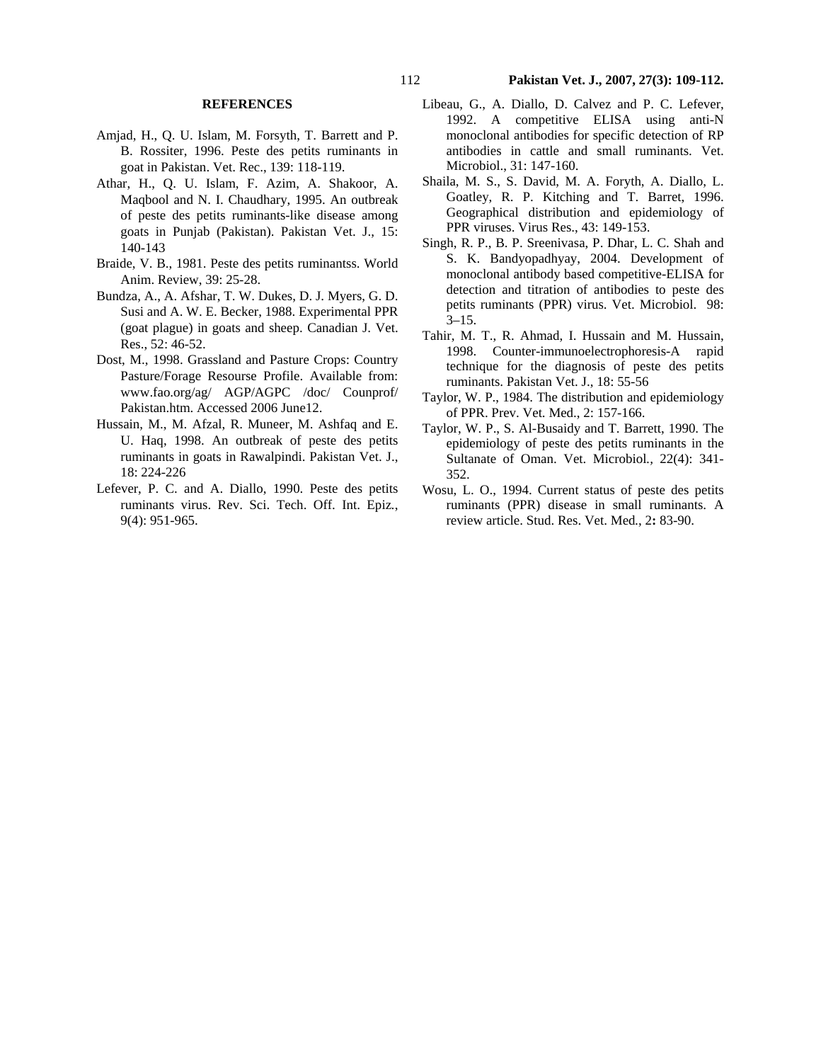## REFERENCES

Amjad, H., Q. U. Islam, M. Forsyth, T. Barrett and P. B. Rossiter, 1996. Peste des petits ruminants in goat in Pakistan. Vet. Rec., 139: 118-119.

Athar, H., Q. U. Islam, F. Azim, A. Shakoor, A. Maqbool and N. I. Chaudhary, 1995. An outbreak of peste des petits ruminants-like disease among goats in Punjab (Pakistan). Pakistan Vet. J., 15: 140-143

Braide, V. B., 1981. Peste des petits ruminantss. World Anim. Review, 39: 25-28.

Bundza, A., A. Afshar, T. W. Dukes, D. J. Myers, G. D. Susi and A. W. E. Becker, 1988. Experimental PPR (goat plague) in goats and sheep. Canadian J. Vet. Res., 52: 46-52.

Dost, M., 1998. Grassland and Pasture Crops: Country Pasture/Forage Resourse Profile. Available from: www.fao.org/ag/ AGP/AGPC /doc/ Counprof/ Pakistan.htm. Accessed 2006 June12.

Hussain, M., M. Afzal, R. Muneer, M. Ashfaq and E. U. Haq, 1998. An outbreak of peste des petits ruminants in goats in Rawalpindi. Pakistan Vet. J., 18: 224-226

Lefever, P. C. and A. Diallo, 1990. Peste des petits ruminants virus. Rev. Sci. Tech. Off. Int. Epiz., 9(4): 951-965.

Libeau, G., A. Diallo, D. Calvez and P. C. Lefever, 1992. A competitive ELISA using anti-N monoclonal antibodies for specific detection of RP antibodies in cattle and small ruminants. Vet. Microbiol., 31: 147-160.

Shaila, M. S., S. David, M. A. Foryth, A. Diallo, L. Goatley, R. P. Kitching and T. Barret, 1996. Geographical distribution and epidemiology of PPR viruses. Virus Res., 43: 149-153.

Singh, R. P., B. P. Sreenivasa, P. Dhar, L. C. Shah and S. K. Bandyopadhyay, 2004. Development of monoclonal antibody based competitive-ELISA for detection and titration of antibodies to peste des petits ruminants (PPR) virus. Vet. Microbiol. 98: 3–15.

Tahir, M. T., R. Ahmad, I. Hussain and M. Hussain, 1998. Counter-immunoelectrophoresis-A rapid technique for the diagnosis of peste des petits ruminants. Pakistan Vet. J., 18: 55-56

Taylor, W. P., 1984. The distribution and epidemiology of PPR. Prev. Vet. Med., 2: 157-166.

Taylor, W. P., S. Al-Busaidy and T. Barrett, 1990. The epidemiology of peste des petits ruminants in the Sultanate of Oman. Vet. Microbiol., 22(4): 341-352.

Wosu, L. O., 1994. Current status of peste des petits ruminants (PPR) disease in small ruminants. A review article. Stud. Res. Vet. Med., 2**:** 83-90.